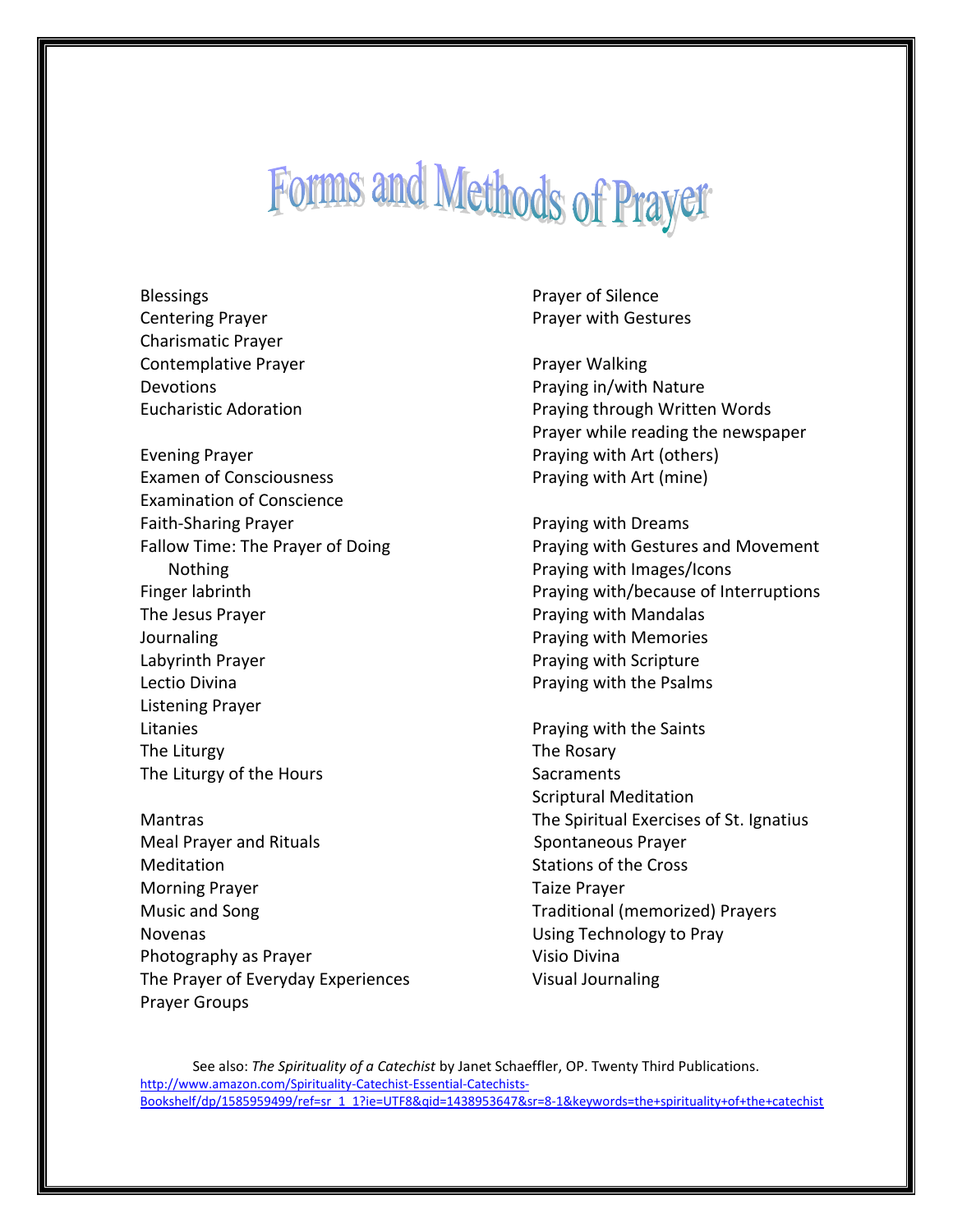# Forms and Methods of Prayer

Blessings
Centering Prayer
Charismatic Prayer
Contemplative Prayer
Devotions
Eucharistic Adoration

Evening Prayer
Examen of Consciousness
Examination of Conscience
Faith-Sharing Prayer
Fallow Time: The Prayer of Doing Nothing
Finger labrinth
The Jesus Prayer
Journaling
Labyrinth Prayer
Lectio Divina
Listening Prayer
Litanies
The Liturgy
The Liturgy of the Hours

Mantras
Meal Prayer and Rituals
Meditation
Morning Prayer
Music and Song
Novenas
Photography as Prayer
The Prayer of Everyday Experiences
Prayer Groups

Prayer of Silence
Prayer with Gestures

Prayer Walking
Praying in/with Nature
Praying through Written Words
Prayer while reading the newspaper
Praying with Art (others)
Praying with Art (mine)

Praying with Dreams
Praying with Gestures and Movement
Praying with Images/Icons
Praying with/because of Interruptions
Praying with Mandalas
Praying with Memories
Praying with Scripture
Praying with the Psalms

Praying with the Saints
The Rosary
Sacraments
Scriptural Meditation
The Spiritual Exercises of St. Ignatius
Spontaneous Prayer
Stations of the Cross
Taize Prayer
Traditional (memorized) Prayers
Using Technology to Pray
Visio Divina
Visual Journaling

See also: *The Spirituality of a Catechist* by Janet Schaeffler, OP. Twenty Third Publications. http://www.amazon.com/Spirituality-Catechist-Essential-Catechists-Bookshelf/dp/1585959499/ref=sr_1_1?ie=UTF8&qid=1438953647&sr=8-1&keywords=the+spirituality+of+the+catechist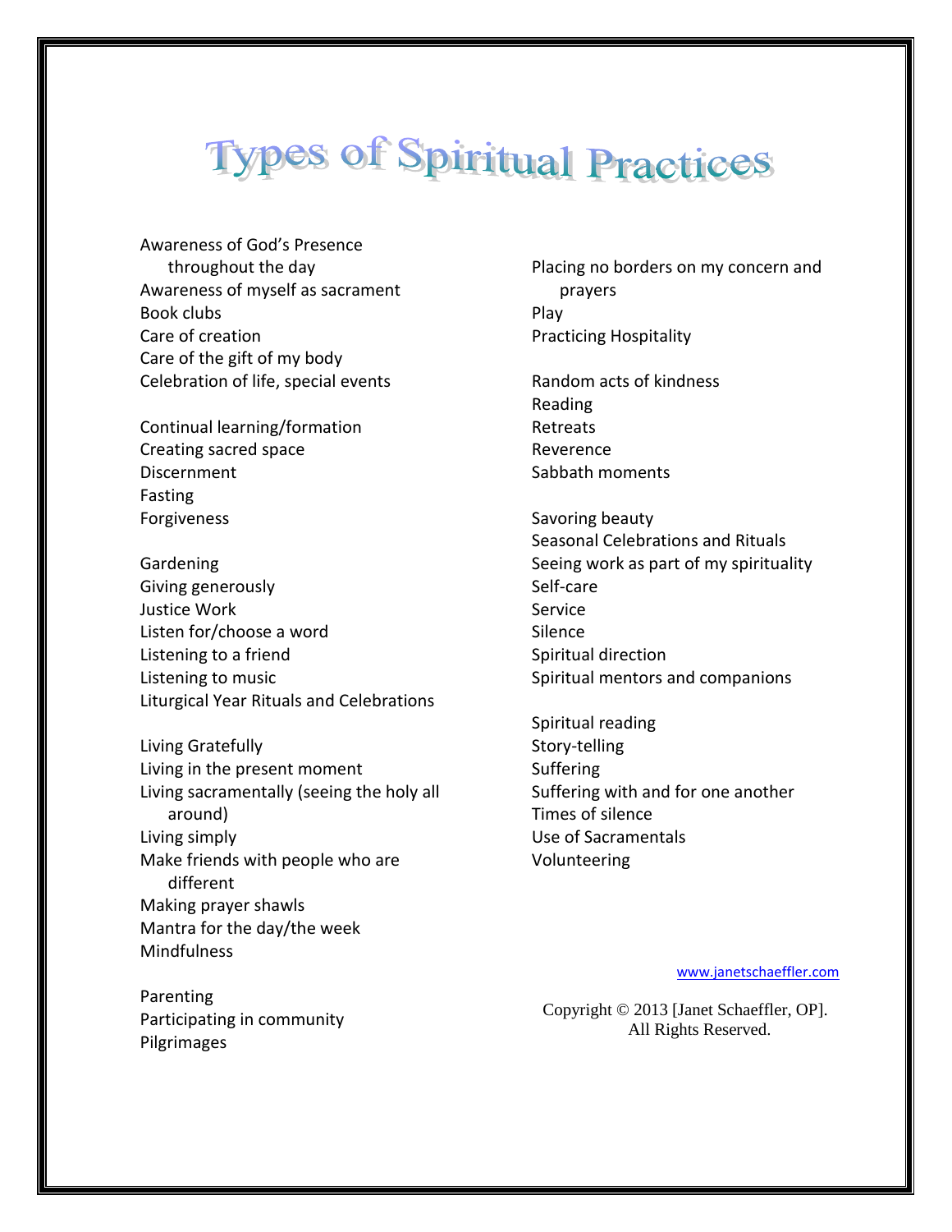# Types of Spiritual Practices

Awareness of God's Presence throughout the day
Awareness of myself as sacrament
Book clubs
Care of creation
Care of the gift of my body
Celebration of life, special events

Continual learning/formation
Creating sacred space
Discernment
Fasting
Forgiveness

Gardening
Giving generously
Justice Work
Listen for/choose a word
Listening to a friend
Listening to music
Liturgical Year Rituals and Celebrations

Living Gratefully
Living in the present moment
Living sacramentally (seeing the holy all around)
Living simply
Make friends with people who are different
Making prayer shawls
Mantra for the day/the week
Mindfulness

Parenting
Participating in community
Pilgrimages

Placing no borders on my concern and prayers
Play
Practicing Hospitality

Random acts of kindness
Reading
Retreats
Reverence
Sabbath moments

Savoring beauty
Seasonal Celebrations and Rituals
Seeing work as part of my spirituality
Self-care
Service
Silence
Spiritual direction
Spiritual mentors and companions

Spiritual reading
Story-telling
Suffering
Suffering with and for one another
Times of silence
Use of Sacramentals
Volunteering

www.janetschaeffler.com

Copyright © 2013 [Janet Schaeffler, OP]. All Rights Reserved.